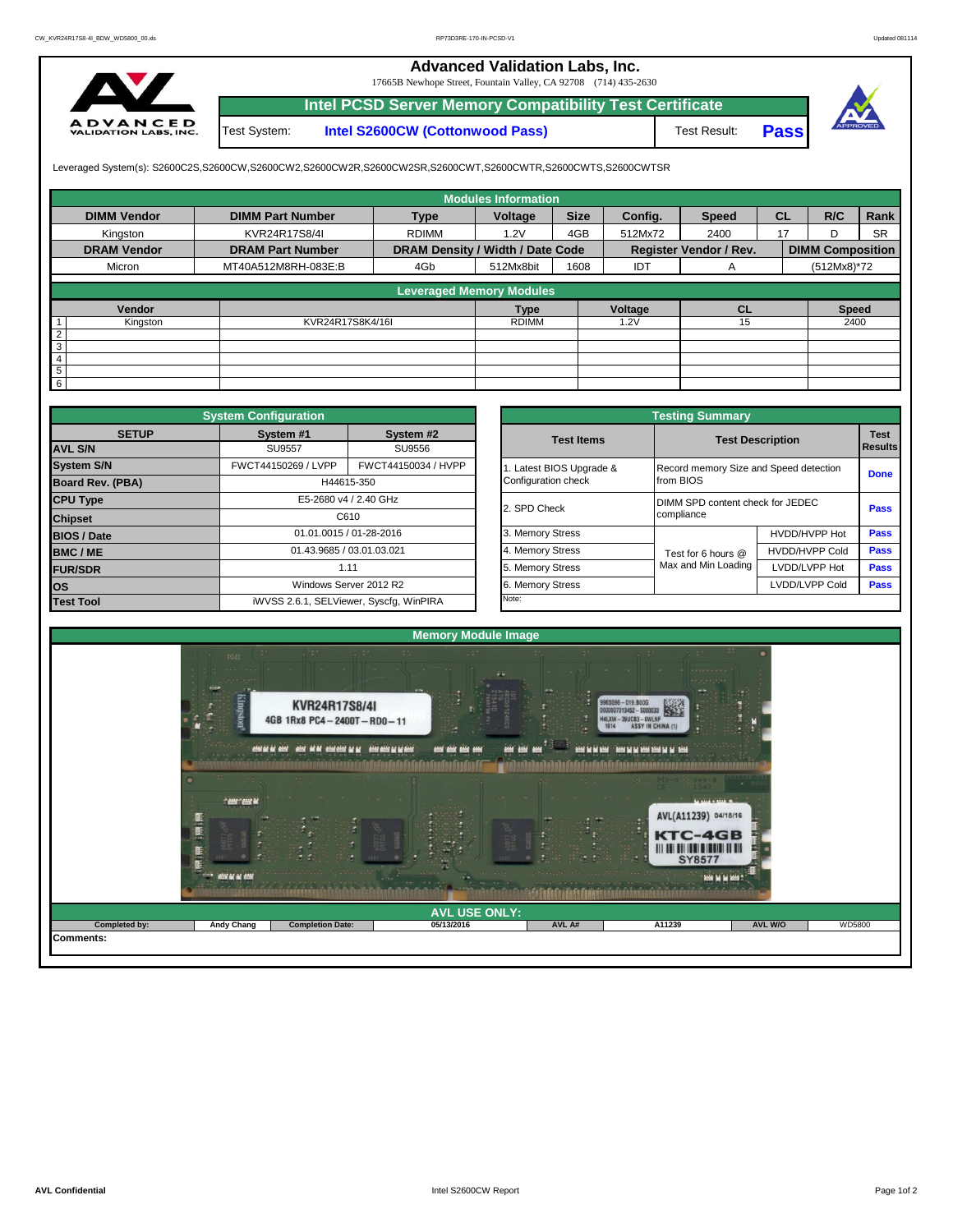# Advanced Validation Labs, Inc.

17665B Newhope Street, Fountain Valley, CA 92708 (714) 435-2630

## Intel PCSD Server Memory Compatibility Test Certificate

| Test System: | Intel S2600CW (Cottonwood Pass) | Test Result: | Pass |
|---|---|---|---|

Leveraged System(s): S2600C2S,S2600CW,S2600CW2,S2600CW2R,S2600CW2SR,S2600CWT,S2600CWTR,S2600CWTS,S2600CWTSR

## Modules Information

| DIMM Vendor | DIMM Part Number | Type | Voltage | Size | Config. | Speed | CL | R/C | Rank |
|---|---|---|---|---|---|---|---|---|---|
| Kingston | KVR24R17S8/4I | RDIMM | 1.2V | 4GB | 512Mx72 | 2400 | 17 | D | SR |
| **DRAM Vendor** | **DRAM Part Number** | **DRAM Density / Width / Date Code** | | | **Register Vendor / Rev.** | | **DIMM Composition** | | |
| Micron | MT40A512M8RH-083E:B | 4Gb | 512Mx8bit | 1608 | IDT | A | (512Mx8)*72 | | |

## Leveraged Memory Modules

| | Vendor | | Type | Voltage | CL | Speed |
|---|---|---|---|---|---|---|
| 1 | Kingston | KVR24R17S8K4/16I | RDIMM | 1.2V | 15 | 2400 |
| 2 | | | | | | |
| 3 | | | | | | |
| 4 | | | | | | |
| 5 | | | | | | |
| 6 | | | | | | |

## System Configuration

| SETUP | System #1 | System #2 |
|---|---|---|
| AVL S/N | SU9557 | SU9556 |
| System S/N | FWCT44150269 / LVPP | FWCT44150034 / HVPP |
| Board Rev. (PBA) | H44615-350 | |
| CPU Type | E5-2680 v4 / 2.40 GHz | |
| Chipset | C610 | |
| BIOS / Date | 01.01.0015 / 01-28-2016 | |
| BMC / ME | 01.43.9685 / 03.01.03.021 | |
| FUR/SDR | 1.11 | |
| OS | Windows Server 2012 R2 | |
| Test Tool | iWVSS 2.6.1, SELViewer, Syscfg, WinPIRA | |

## Testing Summary

| Test Items | Test Description | | Test Results |
|---|---|---|---|
| 1. Latest BIOS Upgrade & Configuration check | Record memory Size and Speed detection from BIOS | | Done |
| 2. SPD Check | DIMM SPD content check for JEDEC compliance | | Pass |
| 3. Memory Stress | Test for 6 hours @ Max and Min Loading | HVDD/HVPP Hot | Pass |
| 4. Memory Stress | | HVDD/HVPP Cold | Pass |
| 5. Memory Stress | | LVDD/LVPP Hot | Pass |
| 6. Memory Stress | | LVDD/LVPP Cold | Pass |
| Note: | | | |

## Memory Module Image

## AVL USE ONLY:

| Completed by: | Andy Chang | Completion Date: | 05/13/2016 | AVL A# | A11239 | AVL W/O | WD5800 |
|---|---|---|---|---|---|---|---|

Comments: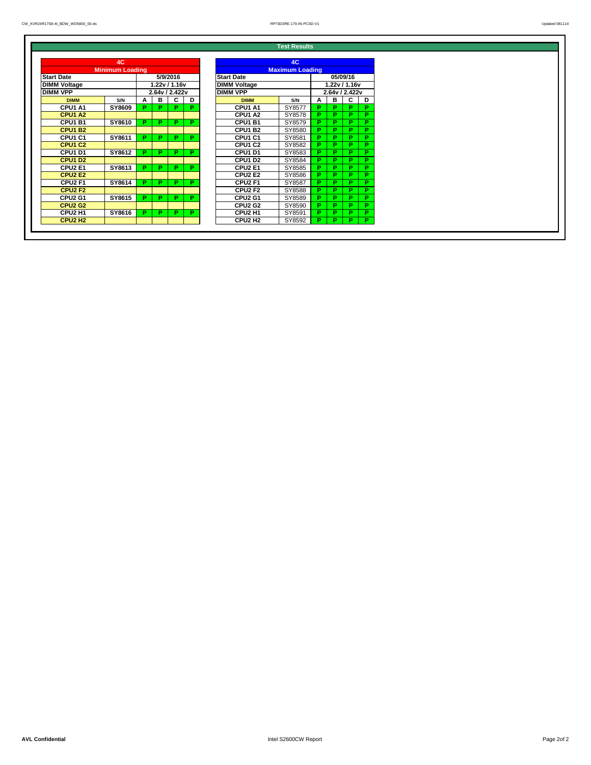## Test Results

| 4C Minimum Loading | | | | | |
|---|---|---|---|---|---|
| **Start Date** | | 5/9/2016 | | | |
| **DIMM Voltage** | | 1.22v / 1.16v | | | |
| **DIMM VPP** | | 2.64v / 2.422v | | | |
| **DIMM** | **S/N** | **A** | **B** | **C** | **D** |
| CPU1 A1 | SY8609 | P | P | P | P |
| CPU1 A2 | | | | | |
| CPU1 B1 | SY8610 | P | P | P | P |
| CPU1 B2 | | | | | |
| CPU1 C1 | SY8611 | P | P | P | P |
| CPU1 C2 | | | | | |
| CPU1 D1 | SY8612 | P | P | P | P |
| CPU1 D2 | | | | | |
| CPU2 E1 | SY8613 | P | P | P | P |
| CPU2 E2 | | | | | |
| CPU2 F1 | SY8614 | P | P | P | P |
| CPU2 F2 | | | | | |
| CPU2 G1 | SY8615 | P | P | P | P |
| CPU2 G2 | | | | | |
| CPU2 H1 | SY8616 | P | P | P | P |
| CPU2 H2 | | | | | |

| 4C Maximum Loading | | | | | |
|---|---|---|---|---|---|
| **Start Date** | | 05/09/16 | | | |
| **DIMM Voltage** | | 1.22v / 1.16v | | | |
| **DIMM VPP** | | 2.64v / 2.422v | | | |
| **DIMM** | **S/N** | **A** | **B** | **C** | **D** |
| CPU1 A1 | SY8577 | P | P | P | P |
| CPU1 A2 | SY8578 | P | P | P | P |
| CPU1 B1 | SY8579 | P | P | P | P |
| CPU1 B2 | SY8580 | P | P | P | P |
| CPU1 C1 | SY8581 | P | P | P | P |
| CPU1 C2 | SY8582 | P | P | P | P |
| CPU1 D1 | SY8583 | P | P | P | P |
| CPU1 D2 | SY8584 | P | P | P | P |
| CPU2 E1 | SY8585 | P | P | P | P |
| CPU2 E2 | SY8586 | P | P | P | P |
| CPU2 F1 | SY8587 | P | P | P | P |
| CPU2 F2 | SY8588 | P | P | P | P |
| CPU2 G1 | SY8589 | P | P | P | P |
| CPU2 G2 | SY8590 | P | P | P | P |
| CPU2 H1 | SY8591 | P | P | P | P |
| CPU2 H2 | SY8592 | P | P | P | P |